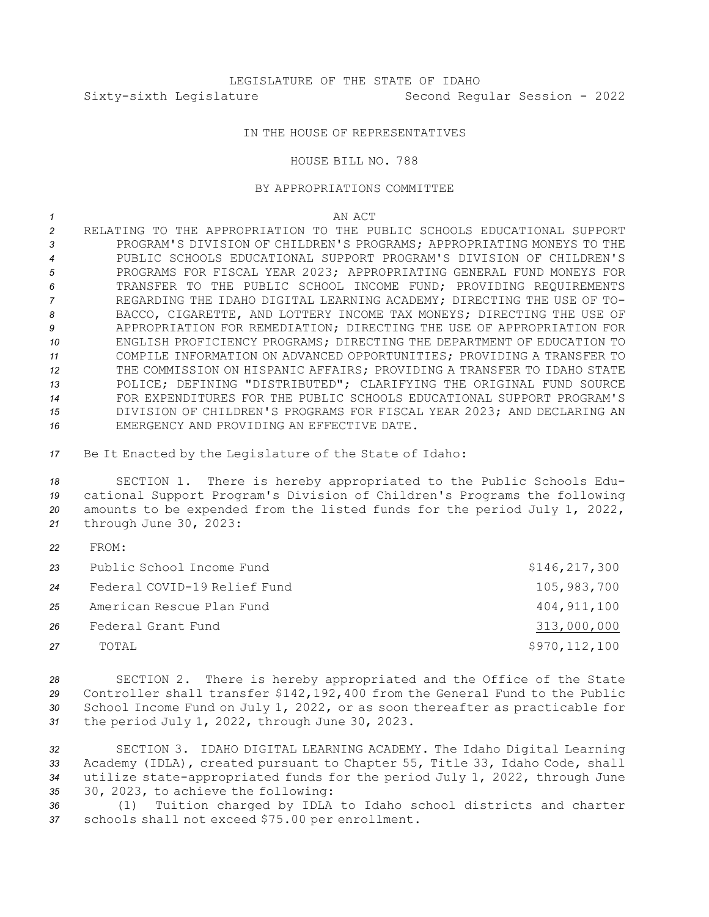LEGISLATURE OF THE STATE OF IDAHO

Sixty-sixth Legislature Second Regular Session - 2022

IN THE HOUSE OF REPRESENTATIVES

HOUSE BILL NO. 788

BY APPROPRIATIONS COMMITTEE

AN ACT

RELATING TO THE APPROPRIATION TO THE PUBLIC SCHOOLS EDUCATIONAL SUPPORT PROGRAM'S DIVISION OF CHILDREN'S PROGRAMS; APPROPRIATING MONEYS TO THE PUBLIC SCHOOLS EDUCATIONAL SUPPORT PROGRAM'S DIVISION OF CHILDREN'S PROGRAMS FOR FISCAL YEAR 2023; APPROPRIATING GENERAL FUND MONEYS FOR TRANSFER TO THE PUBLIC SCHOOL INCOME FUND; PROVIDING REQUIREMENTS REGARDING THE IDAHO DIGITAL LEARNING ACADEMY; DIRECTING THE USE OF TOBACCO, CIGARETTE, AND LOTTERY INCOME TAX MONEYS; DIRECTING THE USE OF APPROPRIATION FOR REMEDIATION; DIRECTING THE USE OF APPROPRIATION FOR ENGLISH PROFICIENCY PROGRAMS; DIRECTING THE DEPARTMENT OF EDUCATION TO COMPILE INFORMATION ON ADVANCED OPPORTUNITIES; PROVIDING A TRANSFER TO THE COMMISSION ON HISPANIC AFFAIRS; PROVIDING A TRANSFER TO IDAHO STATE POLICE; DEFINING "DISTRIBUTED"; CLARIFYING THE ORIGINAL FUND SOURCE FOR EXPENDITURES FOR THE PUBLIC SCHOOLS EDUCATIONAL SUPPORT PROGRAM'S DIVISION OF CHILDREN'S PROGRAMS FOR FISCAL YEAR 2023; AND DECLARING AN EMERGENCY AND PROVIDING AN EFFECTIVE DATE.

Be It Enacted by the Legislature of the State of Idaho:

SECTION 1. There is hereby appropriated to the Public Schools Educational Support Program's Division of Children's Programs the following amounts to be expended from the listed funds for the period July 1, 2022, through June 30, 2023:

FROM:

| | |
|---|---:|
| Public School Income Fund | $146,217,300 |
| Federal COVID-19 Relief Fund | 105,983,700 |
| American Rescue Plan Fund | 404,911,100 |
| Federal Grant Fund | 313,000,000 |
| TOTAL | $970,112,100 |

SECTION 2. There is hereby appropriated and the Office of the State Controller shall transfer $142,192,400 from the General Fund to the Public School Income Fund on July 1, 2022, or as soon thereafter as practicable for the period July 1, 2022, through June 30, 2023.

SECTION 3. IDAHO DIGITAL LEARNING ACADEMY. The Idaho Digital Learning Academy (IDLA), created pursuant to Chapter 55, Title 33, Idaho Code, shall utilize state-appropriated funds for the period July 1, 2022, through June 30, 2023, to achieve the following:

(1) Tuition charged by IDLA to Idaho school districts and charter schools shall not exceed $75.00 per enrollment.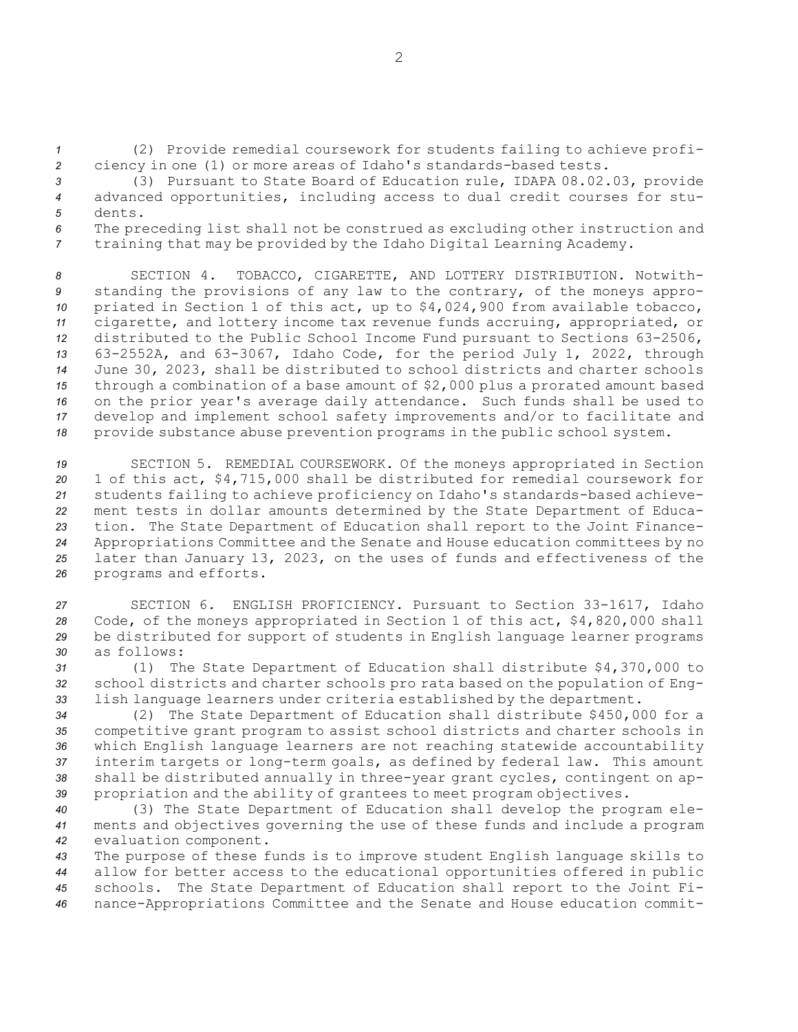(2) Provide remedial coursework for students failing to achieve proficiency in one (1) or more areas of Idaho's standards-based tests.

(3) Pursuant to State Board of Education rule, IDAPA 08.02.03, provide advanced opportunities, including access to dual credit courses for students.

The preceding list shall not be construed as excluding other instruction and training that may be provided by the Idaho Digital Learning Academy.

SECTION 4. TOBACCO, CIGARETTE, AND LOTTERY DISTRIBUTION. Notwithstanding the provisions of any law to the contrary, of the moneys appropriated in Section 1 of this act, up to $4,024,900 from available tobacco, cigarette, and lottery income tax revenue funds accruing, appropriated, or distributed to the Public School Income Fund pursuant to Sections 63-2506, 63-2552A, and 63-3067, Idaho Code, for the period July 1, 2022, through June 30, 2023, shall be distributed to school districts and charter schools through a combination of a base amount of $2,000 plus a prorated amount based on the prior year's average daily attendance. Such funds shall be used to develop and implement school safety improvements and/or to facilitate and provide substance abuse prevention programs in the public school system.

SECTION 5. REMEDIAL COURSEWORK. Of the moneys appropriated in Section 1 of this act, $4,715,000 shall be distributed for remedial coursework for students failing to achieve proficiency on Idaho's standards-based achievement tests in dollar amounts determined by the State Department of Education. The State Department of Education shall report to the Joint Finance-Appropriations Committee and the Senate and House education committees by no later than January 13, 2023, on the uses of funds and effectiveness of the programs and efforts.

SECTION 6. ENGLISH PROFICIENCY. Pursuant to Section 33-1617, Idaho Code, of the moneys appropriated in Section 1 of this act, $4,820,000 shall be distributed for support of students in English language learner programs as follows:

(1) The State Department of Education shall distribute $4,370,000 to school districts and charter schools pro rata based on the population of English language learners under criteria established by the department.

(2) The State Department of Education shall distribute $450,000 for a competitive grant program to assist school districts and charter schools in which English language learners are not reaching statewide accountability interim targets or long-term goals, as defined by federal law. This amount shall be distributed annually in three-year grant cycles, contingent on appropriation and the ability of grantees to meet program objectives.

(3) The State Department of Education shall develop the program elements and objectives governing the use of these funds and include a program evaluation component.

The purpose of these funds is to improve student English language skills to allow for better access to the educational opportunities offered in public schools. The State Department of Education shall report to the Joint Finance-Appropriations Committee and the Senate and House education commit-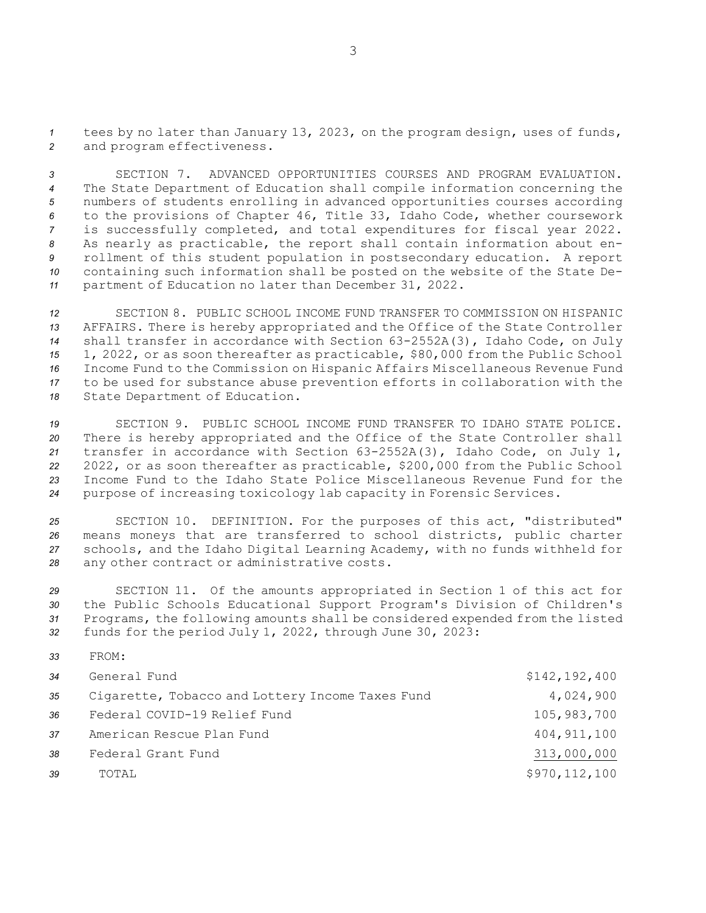tees by no later than January 13, 2023, on the program design, uses of funds, and program effectiveness.

SECTION 7. ADVANCED OPPORTUNITIES COURSES AND PROGRAM EVALUATION. The State Department of Education shall compile information concerning the numbers of students enrolling in advanced opportunities courses according to the provisions of Chapter 46, Title 33, Idaho Code, whether coursework is successfully completed, and total expenditures for fiscal year 2022. As nearly as practicable, the report shall contain information about enrollment of this student population in postsecondary education. A report containing such information shall be posted on the website of the State Department of Education no later than December 31, 2022.

SECTION 8. PUBLIC SCHOOL INCOME FUND TRANSFER TO COMMISSION ON HISPANIC AFFAIRS. There is hereby appropriated and the Office of the State Controller shall transfer in accordance with Section 63-2552A(3), Idaho Code, on July 1, 2022, or as soon thereafter as practicable, $80,000 from the Public School Income Fund to the Commission on Hispanic Affairs Miscellaneous Revenue Fund to be used for substance abuse prevention efforts in collaboration with the State Department of Education.

SECTION 9. PUBLIC SCHOOL INCOME FUND TRANSFER TO IDAHO STATE POLICE. There is hereby appropriated and the Office of the State Controller shall transfer in accordance with Section 63-2552A(3), Idaho Code, on July 1, 2022, or as soon thereafter as practicable, $200,000 from the Public School Income Fund to the Idaho State Police Miscellaneous Revenue Fund for the purpose of increasing toxicology lab capacity in Forensic Services.

SECTION 10. DEFINITION. For the purposes of this act, "distributed" means moneys that are transferred to school districts, public charter schools, and the Idaho Digital Learning Academy, with no funds withheld for any other contract or administrative costs.

SECTION 11. Of the amounts appropriated in Section 1 of this act for the Public Schools Educational Support Program's Division of Children's Programs, the following amounts shall be considered expended from the listed funds for the period July 1, 2022, through June 30, 2023:

| FROM: | |
|---|---:|
| General Fund | $142,192,400 |
| Cigarette, Tobacco and Lottery Income Taxes Fund | 4,024,900 |
| Federal COVID-19 Relief Fund | 105,983,700 |
| American Rescue Plan Fund | 404,911,100 |
| Federal Grant Fund | 313,000,000 |
| TOTAL | $970,112,100 |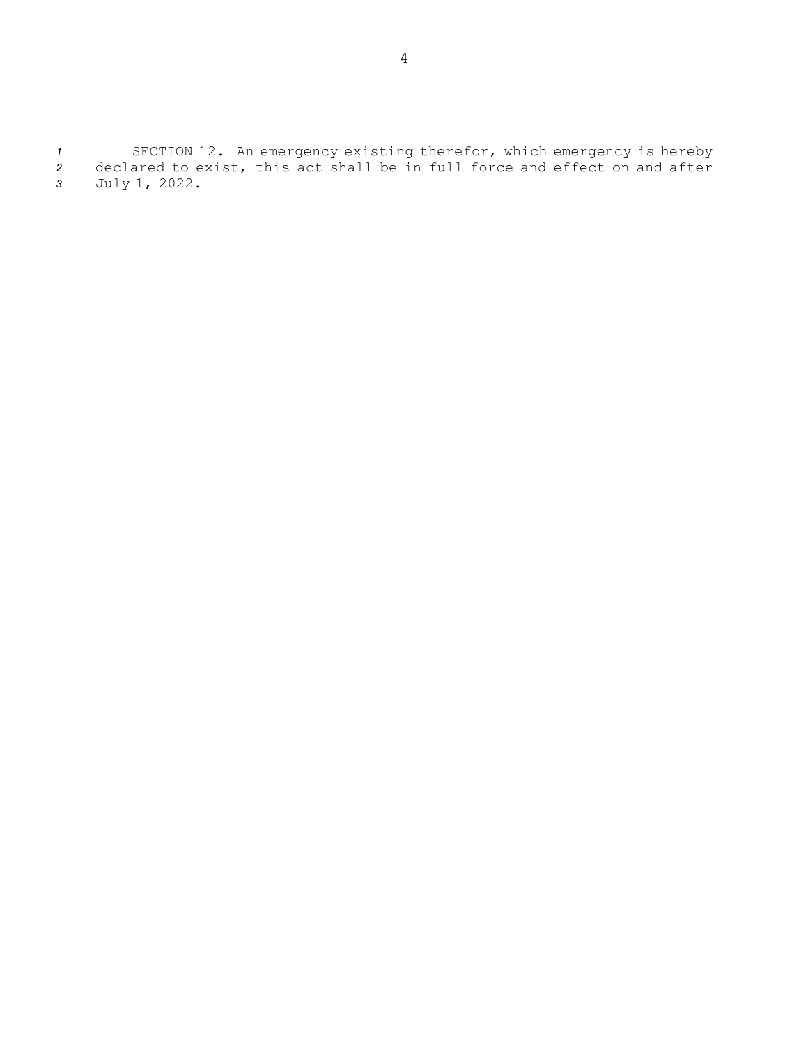SECTION 12. An emergency existing therefor, which emergency is hereby declared to exist, this act shall be in full force and effect on and after July 1, 2022.